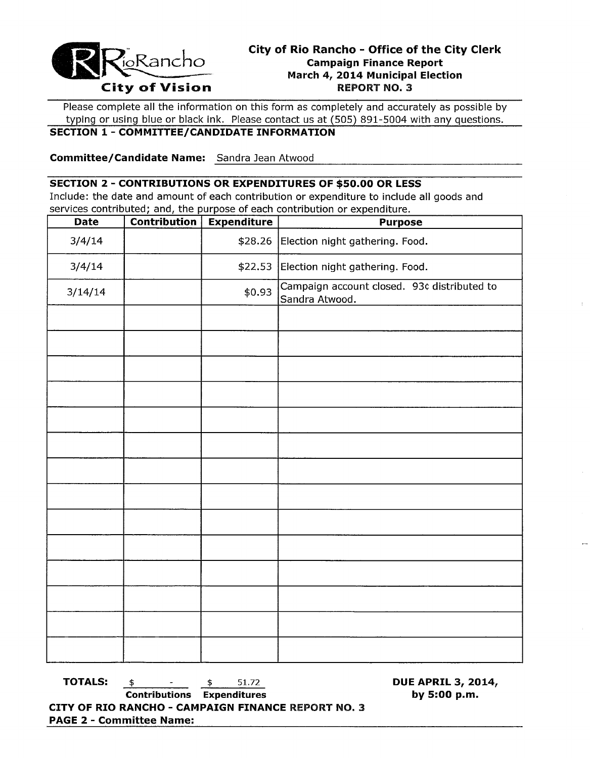RioRancho
City of Vision

# City of Rio Rancho - Office of the City Clerk

**Campaign Finance Report**
**March 4, 2014 Municipal Election**
**REPORT NO. 3**

Please complete all the information on this form as completely and accurately as possible by typing or using blue or black ink. Please contact us at (505) 891-5004 with any questions.

## SECTION 1 - COMMITTEE/CANDIDATE INFORMATION

**Committee/Candidate Name:** Sandra Jean Atwood

## SECTION 2 - CONTRIBUTIONS OR EXPENDITURES OF $50.00 OR LESS

Include: the date and amount of each contribution or expenditure to include all goods and services contributed; and, the purpose of each contribution or expenditure.

| Date | Contribution | Expenditure | Purpose |
|---|---|---|---|
| 3/4/14 | | $28.26 | Election night gathering. Food. |
| 3/4/14 | | $22.53 | Election night gathering. Food. |
| 3/14/14 | | $0.93 | Campaign account closed. 93¢ distributed to Sandra Atwood. |
| | | | |
| | | | |
| | | | |
| | | | |
| | | | |
| | | | |
| | | | |
| | | | |
| | | | |
| | | | |
| | | | |
| | | | |
| | | | |
| | | | |

**TOTALS:** $ - (Contributions) $ 51.72 (Expenditures)

**DUE APRIL 3, 2014, by 5:00 p.m.**

**CITY OF RIO RANCHO - CAMPAIGN FINANCE REPORT NO. 3**
**PAGE 2 - Committee Name:**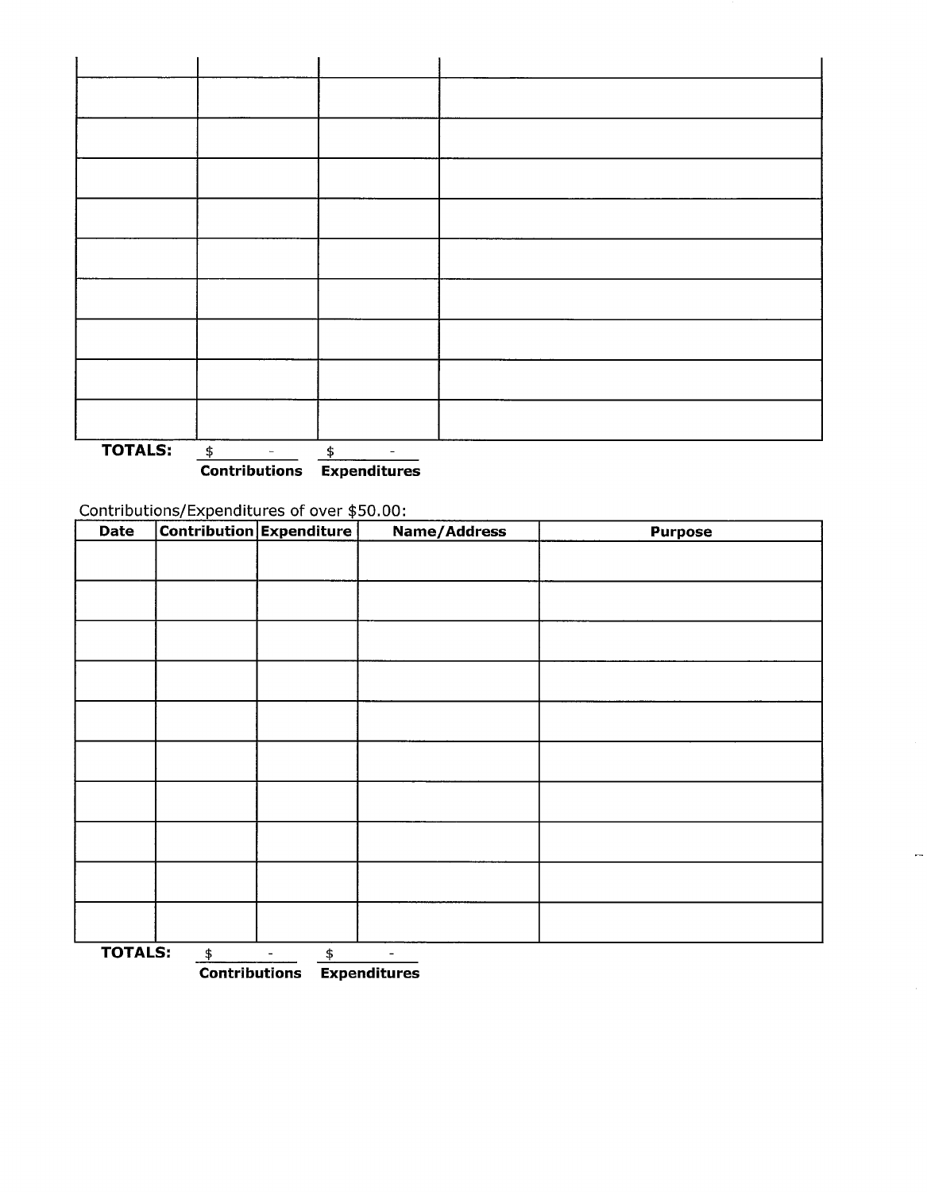| | | | |
|---|---|---|---|
| | | | |
| | | | |
| | | | |
| | | | |
| | | | |
| | | | |
| | | | |
| | | | |
| | | | |

**TOTALS:** $ - (Contributions) $ - (Expenditures)

Contributions/Expenditures of over $50.00:

| Date | Contribution | Expenditure | Name/Address | Purpose |
|---|---|---|---|---|
| | | | | |
| | | | | |
| | | | | |
| | | | | |
| | | | | |
| | | | | |
| | | | | |
| | | | | |
| | | | | |
| | | | | |

**TOTALS:** $ - (Contributions) $ - (Expenditures)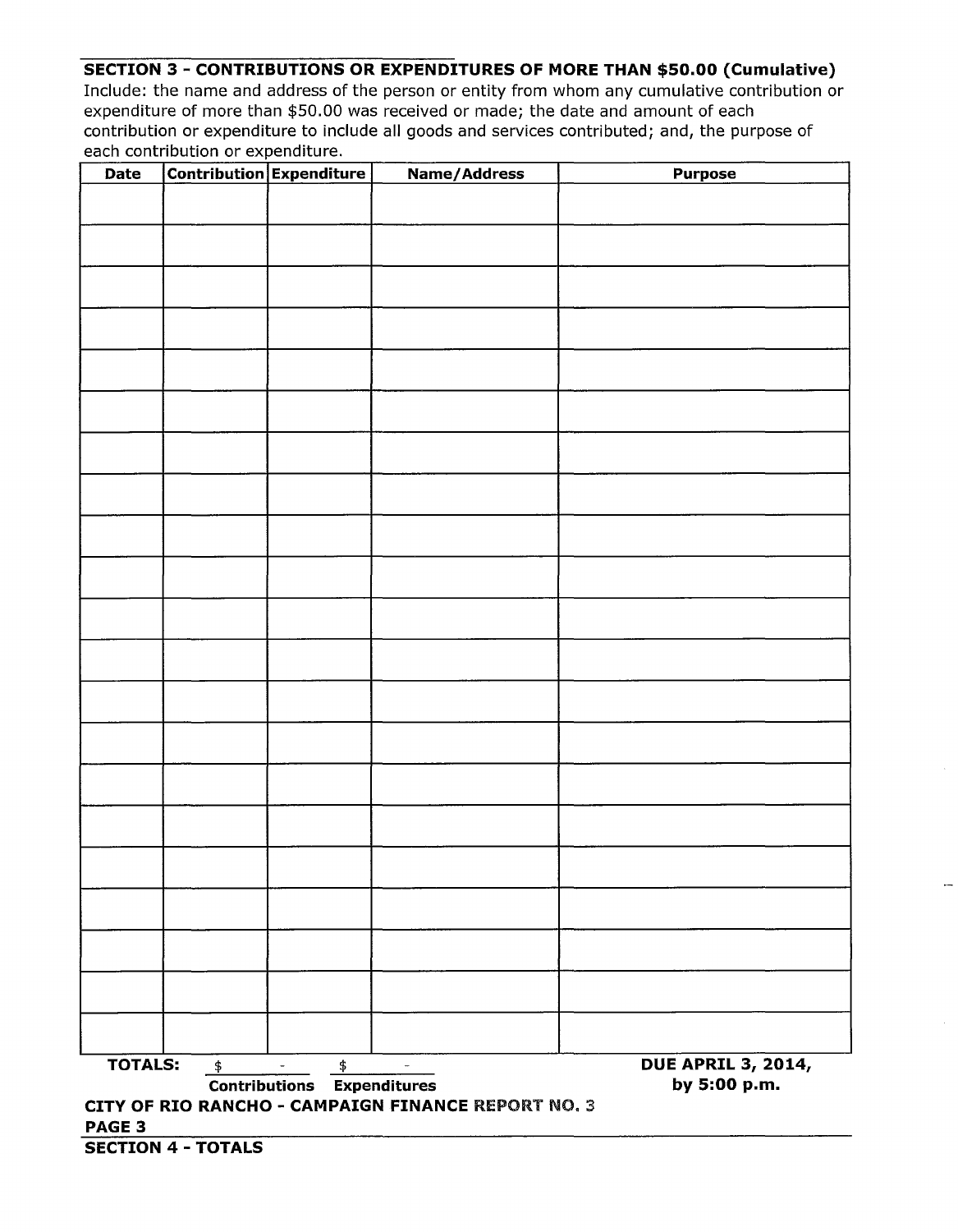## SECTION 3 - CONTRIBUTIONS OR EXPENDITURES OF MORE THAN $50.00 (Cumulative)

Include: the name and address of the person or entity from whom any cumulative contribution or expenditure of more than $50.00 was received or made; the date and amount of each contribution or expenditure to include all goods and services contributed; and, the purpose of each contribution or expenditure.

| Date | Contribution | Expenditure | Name/Address | Purpose |
|---|---|---|---|---|
| | | | | |
| | | | | |
| | | | | |
| | | | | |
| | | | | |
| | | | | |
| | | | | |
| | | | | |
| | | | | |
| | | | | |
| | | | | |
| | | | | |
| | | | | |
| | | | | |
| | | | | |
| | | | | |
| | | | | |
| | | | | |
| | | | | |
| | | | | |
| | | | | |

**TOTALS:** $ - (Contributions) $ - (Expenditures)

**DUE APRIL 3, 2014, by 5:00 p.m.**

**CITY OF RIO RANCHO - CAMPAIGN FINANCE REPORT NO. 3**

**PAGE 3**

## SECTION 4 - TOTALS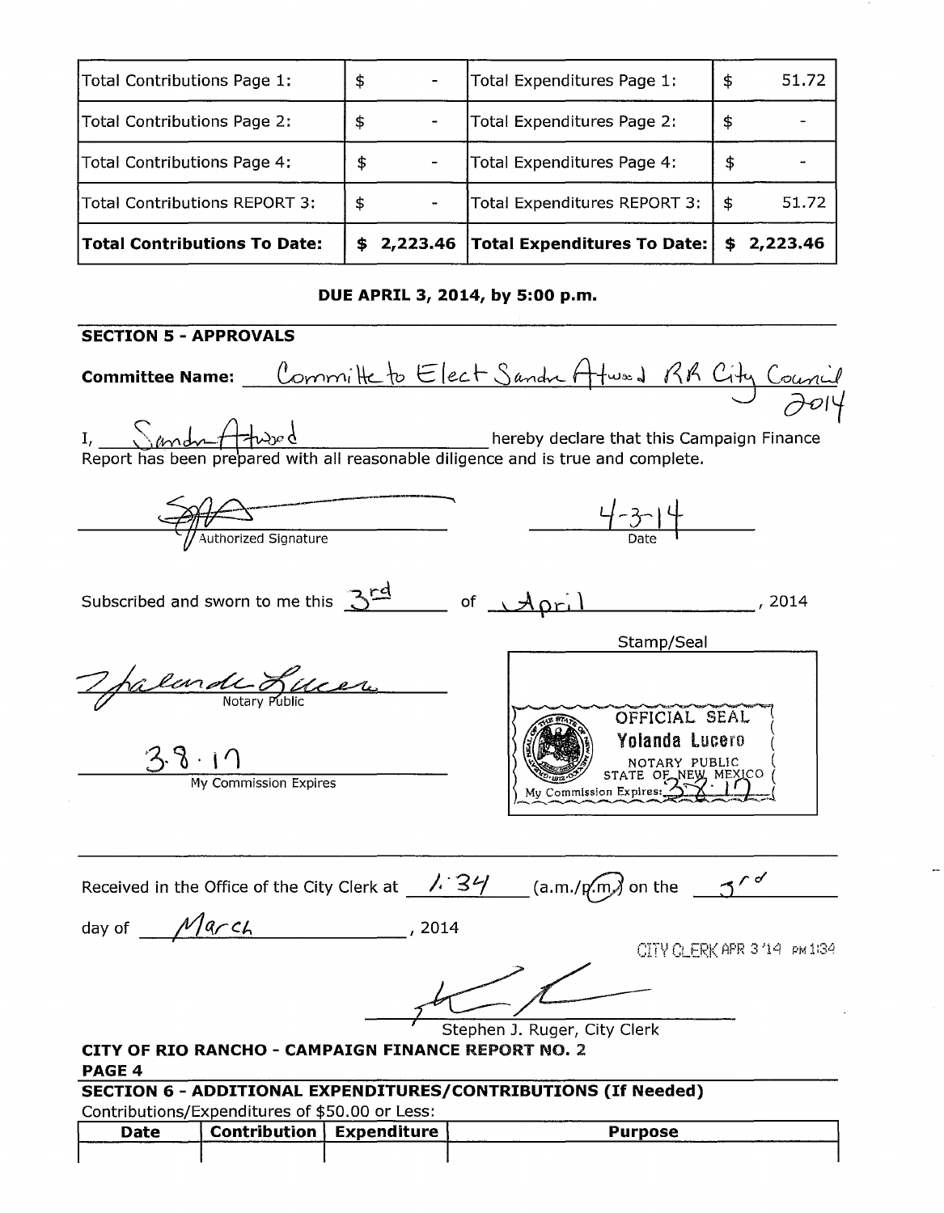| | | | |
|---|---|---|---|
| Total Contributions Page 1: | $ - | Total Expenditures Page 1: | $ 51.72 |
| Total Contributions Page 2: | $ - | Total Expenditures Page 2: | $ - |
| Total Contributions Page 4: | $ - | Total Expenditures Page 4: | $ - |
| Total Contributions REPORT 3: | $ - | Total Expenditures REPORT 3: | $ 51.72 |
| **Total Contributions To Date:** | **$ 2,223.46** | **Total Expenditures To Date:** | **$ 2,223.46** |

**DUE APRIL 3, 2014, by 5:00 p.m.**

## SECTION 5 - APPROVALS

**Committee Name:** Committe to Elect Sandra Atwood RR City Council 2014

I, Sandra Atwood hereby declare that this Campaign Finance Report has been prepared with all reasonable diligence and is true and complete.

Authorized Signature

4-3-14
Date

Subscribed and sworn to me this 3rd of April, 2014

Stamp/Seal

Yolanda Lucero
Notary Public

3.8.17
My Commission Expires

OFFICIAL SEAL
Yolanda Lucero
NOTARY PUBLIC
STATE OF NEW MEXICO
My Commission Expires: 3-8-17

Received in the Office of the City Clerk at 1:34 (a.m./p.m.) on the 3rd day of March, 2014

CITY CLERK APR 3 '14 PM 1:34

Stephen J. Ruger, City Clerk

**CITY OF RIO RANCHO - CAMPAIGN FINANCE REPORT NO. 2**
**PAGE 4**

## SECTION 6 - ADDITIONAL EXPENDITURES/CONTRIBUTIONS (If Needed)

Contributions/Expenditures of $50.00 or Less:

| Date | Contribution | Expenditure | Purpose |
|---|---|---|---|
| | | | |